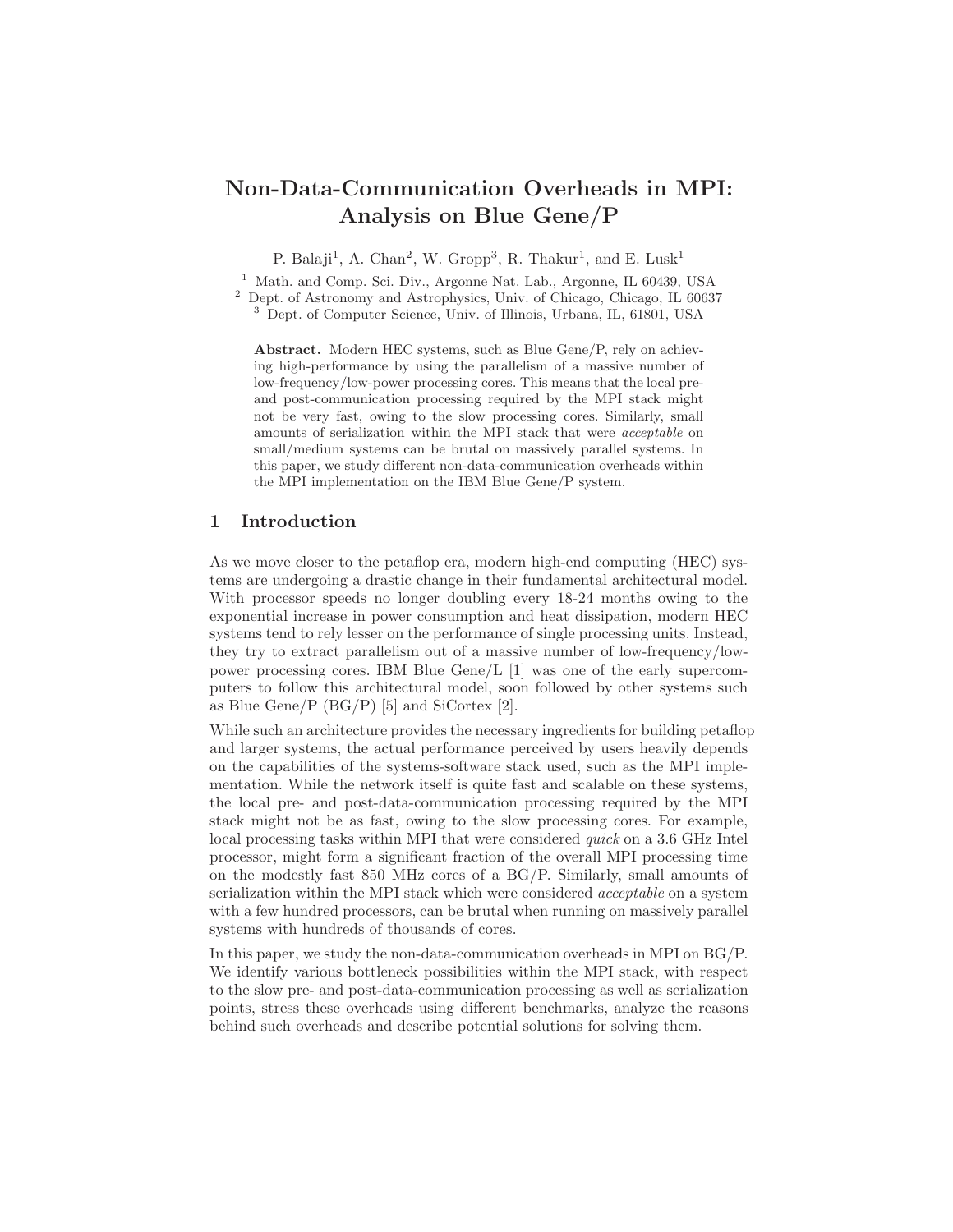# Non-Data-Communication Overheads in MPI: Analysis on Blue Gene/P

P. Balaji[1], A. Chan[2], W. Gropp[3], R. Thakur[1], and E. Lusk[1]

[1] Math. and Comp. Sci. Div., Argonne Nat. Lab., Argonne, IL 60439, USA
[2] Dept. of Astronomy and Astrophysics, Univ. of Chicago, Chicago, IL 60637
[3] Dept. of Computer Science, Univ. of Illinois, Urbana, IL, 61801, USA

**Abstract.** Modern HEC systems, such as Blue Gene/P, rely on achieving high-performance by using the parallelism of a massive number of low-frequency/low-power processing cores. This means that the local pre- and post-communication processing required by the MPI stack might not be very fast, owing to the slow processing cores. Similarly, small amounts of serialization within the MPI stack that were *acceptable* on small/medium systems can be brutal on massively parallel systems. In this paper, we study different non-data-communication overheads within the MPI implementation on the IBM Blue Gene/P system.

## 1 Introduction

As we move closer to the petaflop era, modern high-end computing (HEC) systems are undergoing a drastic change in their fundamental architectural model. With processor speeds no longer doubling every 18-24 months owing to the exponential increase in power consumption and heat dissipation, modern HEC systems tend to rely lesser on the performance of single processing units. Instead, they try to extract parallelism out of a massive number of low-frequency/low-power processing cores. IBM Blue Gene/L [1] was one of the early supercomputers to follow this architectural model, soon followed by other systems such as Blue Gene/P (BG/P) [5] and SiCortex [2].

While such an architecture provides the necessary ingredients for building petaflop and larger systems, the actual performance perceived by users heavily depends on the capabilities of the systems-software stack used, such as the MPI implementation. While the network itself is quite fast and scalable on these systems, the local pre- and post-data-communication processing required by the MPI stack might not be as fast, owing to the slow processing cores. For example, local processing tasks within MPI that were considered *quick* on a 3.6 GHz Intel processor, might form a significant fraction of the overall MPI processing time on the modestly fast 850 MHz cores of a BG/P. Similarly, small amounts of serialization within the MPI stack which were considered *acceptable* on a system with a few hundred processors, can be brutal when running on massively parallel systems with hundreds of thousands of cores.

In this paper, we study the non-data-communication overheads in MPI on BG/P. We identify various bottleneck possibilities within the MPI stack, with respect to the slow pre- and post-data-communication processing as well as serialization points, stress these overheads using different benchmarks, analyze the reasons behind such overheads and describe potential solutions for solving them.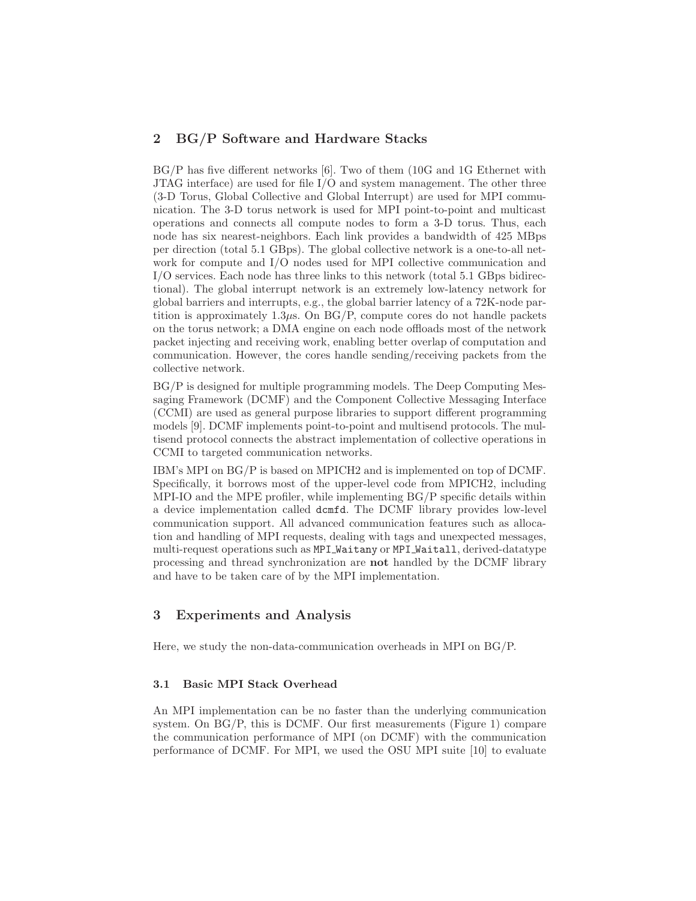## 2 BG/P Software and Hardware Stacks

BG/P has five different networks [6]. Two of them (10G and 1G Ethernet with JTAG interface) are used for file I/O and system management. The other three (3-D Torus, Global Collective and Global Interrupt) are used for MPI communication. The 3-D torus network is used for MPI point-to-point and multicast operations and connects all compute nodes to form a 3-D torus. Thus, each node has six nearest-neighbors. Each link provides a bandwidth of 425 MBps per direction (total 5.1 GBps). The global collective network is a one-to-all network for compute and I/O nodes used for MPI collective communication and I/O services. Each node has three links to this network (total 5.1 GBps bidirectional). The global interrupt network is an extremely low-latency network for global barriers and interrupts, e.g., the global barrier latency of a 72K-node partition is approximately $1.3\mu s$. On BG/P, compute cores do not handle packets on the torus network; a DMA engine on each node offloads most of the network packet injecting and receiving work, enabling better overlap of computation and communication. However, the cores handle sending/receiving packets from the collective network.

BG/P is designed for multiple programming models. The Deep Computing Messaging Framework (DCMF) and the Component Collective Messaging Interface (CCMI) are used as general purpose libraries to support different programming models [9]. DCMF implements point-to-point and multisend protocols. The multisend protocol connects the abstract implementation of collective operations in CCMI to targeted communication networks.

IBM's MPI on BG/P is based on MPICH2 and is implemented on top of DCMF. Specifically, it borrows most of the upper-level code from MPICH2, including MPI-IO and the MPE profiler, while implementing BG/P specific details within a device implementation called `dcmfd`. The DCMF library provides low-level communication support. All advanced communication features such as allocation and handling of MPI requests, dealing with tags and unexpected messages, multi-request operations such as `MPI_Waitany` or `MPI_Waitall`, derived-datatype processing and thread synchronization are **not** handled by the DCMF library and have to be taken care of by the MPI implementation.

## 3 Experiments and Analysis

Here, we study the non-data-communication overheads in MPI on BG/P.

### 3.1 Basic MPI Stack Overhead

An MPI implementation can be no faster than the underlying communication system. On BG/P, this is DCMF. Our first measurements (Figure 1) compare the communication performance of MPI (on DCMF) with the communication performance of DCMF. For MPI, we used the OSU MPI suite [10] to evaluate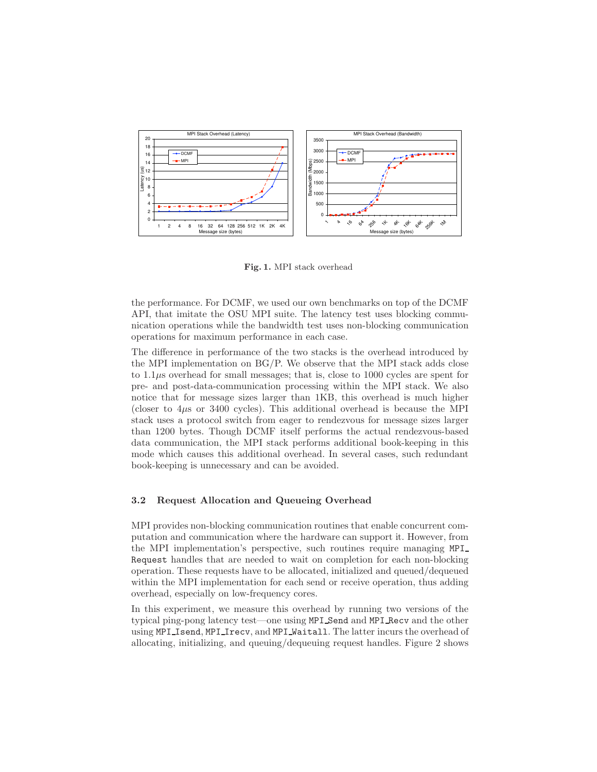Fig. 1. MPI stack overhead

the performance. For DCMF, we used our own benchmarks on top of the DCMF API, that imitate the OSU MPI suite. The latency test uses blocking communication operations while the bandwidth test uses non-blocking communication operations for maximum performance in each case.

The difference in performance of the two stacks is the overhead introduced by the MPI implementation on BG/P. We observe that the MPI stack adds close to 1.1$\mu$s overhead for small messages; that is, close to 1000 cycles are spent for pre- and post-data-communication processing within the MPI stack. We also notice that for message sizes larger than 1KB, this overhead is much higher (closer to 4$\mu$s or 3400 cycles). This additional overhead is because the MPI stack uses a protocol switch from eager to rendezvous for message sizes larger than 1200 bytes. Though DCMF itself performs the actual rendezvous-based data communication, the MPI stack performs additional book-keeping in this mode which causes this additional overhead. In several cases, such redundant book-keeping is unnecessary and can be avoided.

### 3.2 Request Allocation and Queueing Overhead

MPI provides non-blocking communication routines that enable concurrent computation and communication where the hardware can support it. However, from the MPI implementation's perspective, such routines require managing `MPI_Request` handles that are needed to wait on completion for each non-blocking operation. These requests have to be allocated, initialized and queued/dequeued within the MPI implementation for each send or receive operation, thus adding overhead, especially on low-frequency cores.

In this experiment, we measure this overhead by running two versions of the typical ping-pong latency test—one using `MPI_Send` and `MPI_Recv` and the other using `MPI_Isend`, `MPI_Irecv`, and `MPI_Waitall`. The latter incurs the overhead of allocating, initializing, and queuing/dequeuing request handles. Figure 2 shows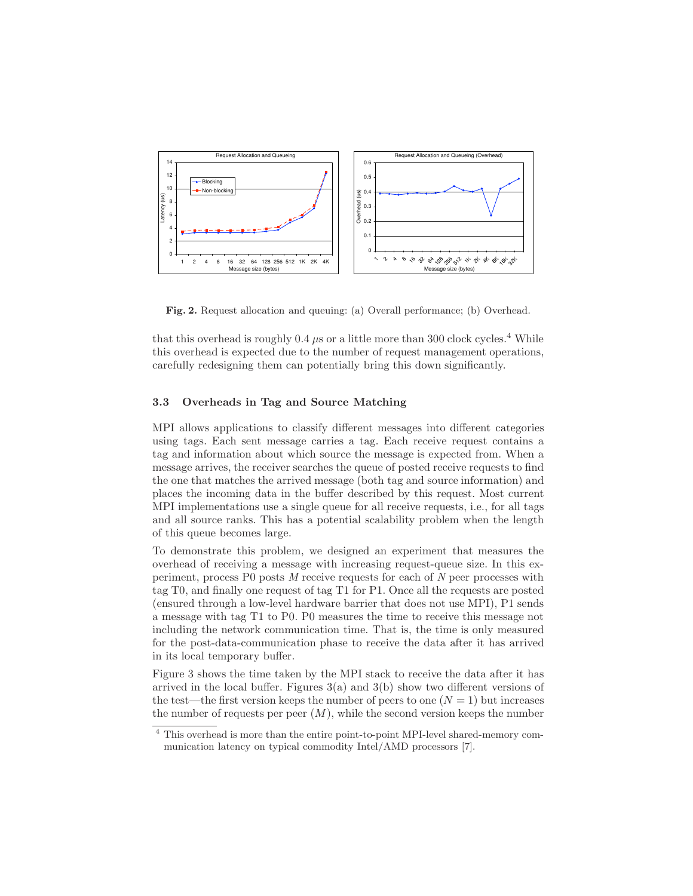**Fig. 2.** Request allocation and queuing: (a) Overall performance; (b) Overhead.

that this overhead is roughly 0.4 $\mu$s or a little more than 300 clock cycles.[4] While this overhead is expected due to the number of request management operations, carefully redesigning them can potentially bring this down significantly.

### 3.3 Overheads in Tag and Source Matching

MPI allows applications to classify different messages into different categories using tags. Each sent message carries a tag. Each receive request contains a tag and information about which source the message is expected from. When a message arrives, the receiver searches the queue of posted receive requests to find the one that matches the arrived message (both tag and source information) and places the incoming data in the buffer described by this request. Most current MPI implementations use a single queue for all receive requests, i.e., for all tags and all source ranks. This has a potential scalability problem when the length of this queue becomes large.

To demonstrate this problem, we designed an experiment that measures the overhead of receiving a message with increasing request-queue size. In this experiment, process P0 posts $M$ receive requests for each of $N$ peer processes with tag T0, and finally one request of tag T1 for P1. Once all the requests are posted (ensured through a low-level hardware barrier that does not use MPI), P1 sends a message with tag T1 to P0. P0 measures the time to receive this message not including the network communication time. That is, the time is only measured for the post-data-communication phase to receive the data after it has arrived in its local temporary buffer.

Figure 3 shows the time taken by the MPI stack to receive the data after it has arrived in the local buffer. Figures 3(a) and 3(b) show two different versions of the test—the first version keeps the number of peers to one ($N = 1$) but increases the number of requests per peer ($M$), while the second version keeps the number

[4] This overhead is more than the entire point-to-point MPI-level shared-memory communication latency on typical commodity Intel/AMD processors [7].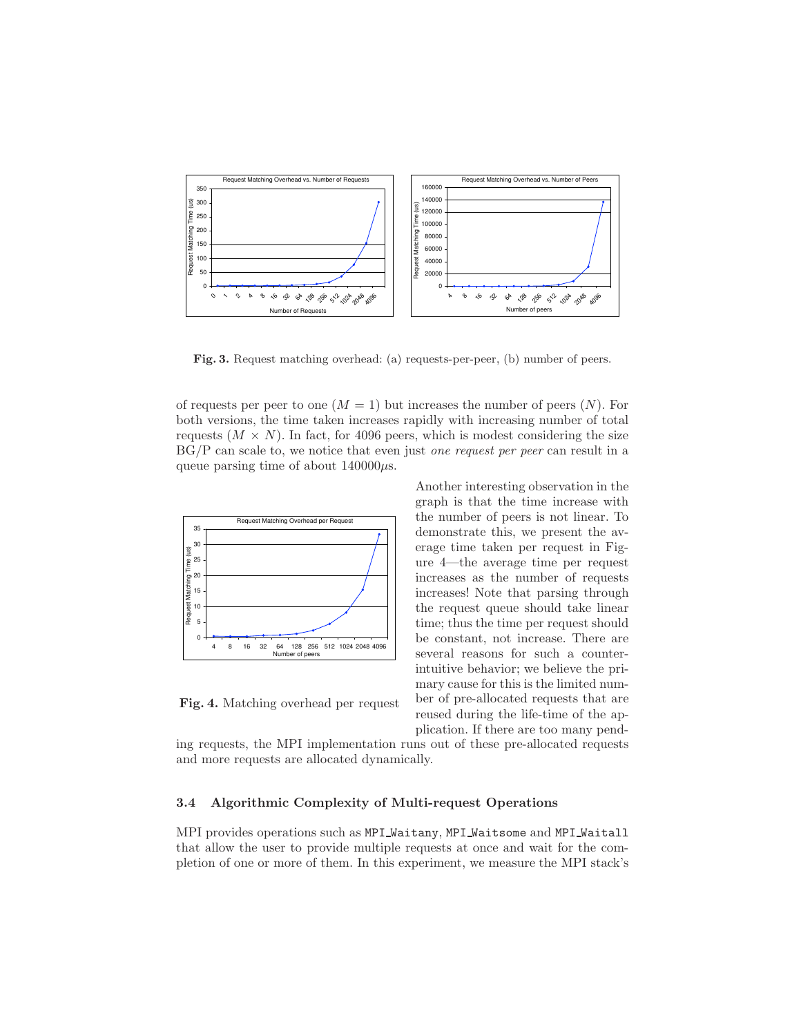Fig. 3. Request matching overhead: (a) requests-per-peer, (b) number of peers.

of requests per peer to one ($M = 1$) but increases the number of peers ($N$). For both versions, the time taken increases rapidly with increasing number of total requests ($M \times N$). In fact, for 4096 peers, which is modest considering the size BG/P can scale to, we notice that even just *one request per peer* can result in a queue parsing time of about $140000\mu$s.

Fig. 4. Matching overhead per request

Another interesting observation in the graph is that the time increase with the number of peers is not linear. To demonstrate this, we present the average time taken per request in Figure 4—the average time per request increases as the number of requests increases! Note that parsing through the request queue should take linear time; thus the time per request should be constant, not increase. There are several reasons for such a counter-intuitive behavior; we believe the primary cause for this is the limited number of pre-allocated requests that are reused during the life-time of the application. If there are too many pending requests, the MPI implementation runs out of these pre-allocated requests and more requests are allocated dynamically.

### 3.4 Algorithmic Complexity of Multi-request Operations

MPI provides operations such as MPI_Waitany, MPI_Waitsome and MPI_Waitall that allow the user to provide multiple requests at once and wait for the completion of one or more of them. In this experiment, we measure the MPI stack's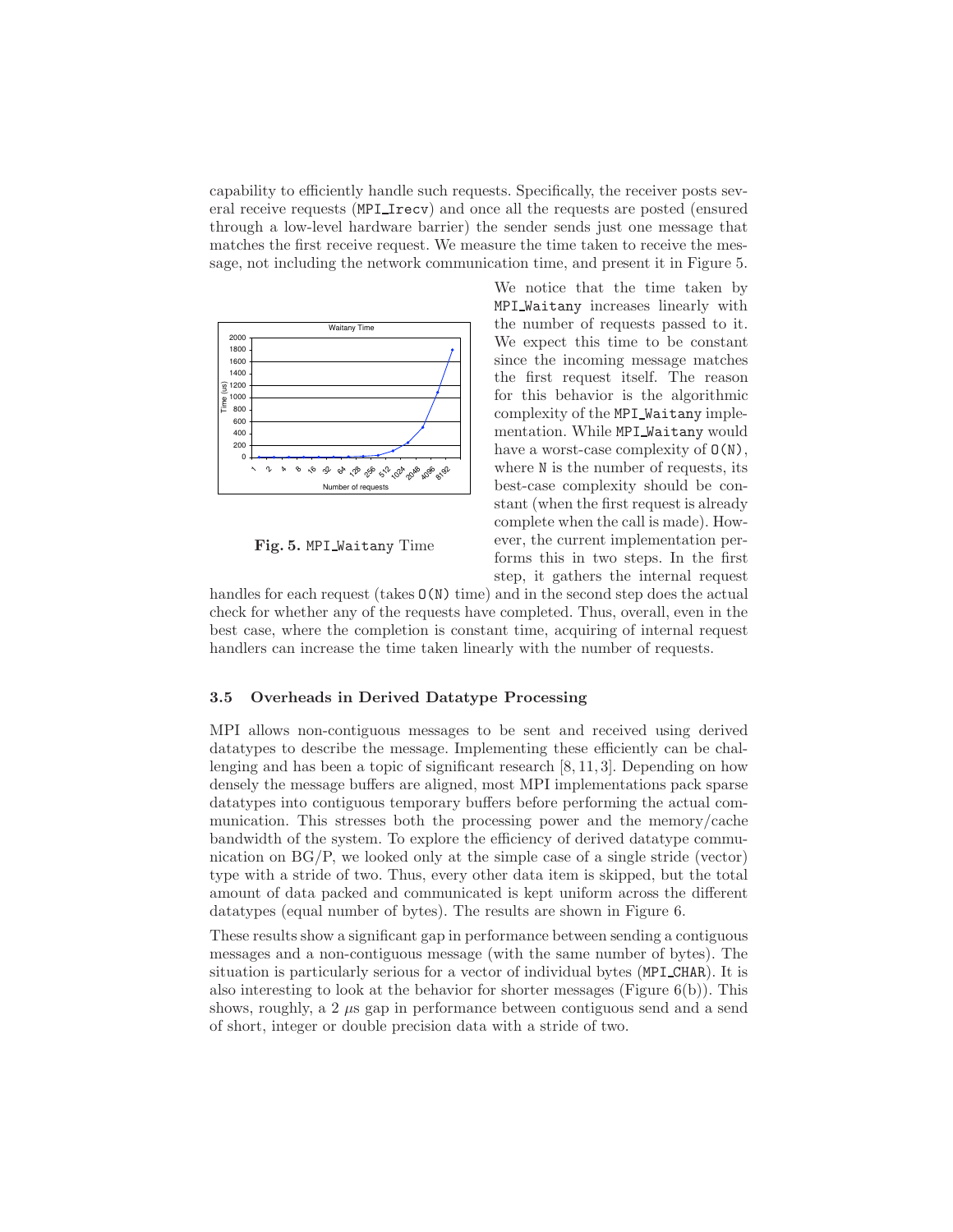capability to efficiently handle such requests. Specifically, the receiver posts several receive requests (MPI_Irecv) and once all the requests are posted (ensured through a low-level hardware barrier) the sender sends just one message that matches the first receive request. We measure the time taken to receive the message, not including the network communication time, and present it in Figure 5.

Waitany Time

Time (us)

2000
1800
1600
1400
1200
1000
800
600
400
200
0

1 2 4 8 16 32 64 128 256 512 1024 2048 4096 8192

Number of requests

**Fig. 5.** MPI_Waitany Time

We notice that the time taken by MPI_Waitany increases linearly with the number of requests passed to it. We expect this time to be constant since the incoming message matches the first request itself. The reason for this behavior is the algorithmic complexity of the MPI_Waitany implementation. While MPI_Waitany would have a worst-case complexity of O(N), where N is the number of requests, its best-case complexity should be constant (when the first request is already complete when the call is made). However, the current implementation performs this in two steps. In the first step, it gathers the internal request handles for each request (takes O(N) time) and in the second step does the actual check for whether any of the requests have completed. Thus, overall, even in the best case, where the completion is constant time, acquiring of internal request handlers can increase the time taken linearly with the number of requests.

### 3.5 Overheads in Derived Datatype Processing

MPI allows non-contiguous messages to be sent and received using derived datatypes to describe the message. Implementing these efficiently can be challenging and has been a topic of significant research [8, 11, 3]. Depending on how densely the message buffers are aligned, most MPI implementations pack sparse datatypes into contiguous temporary buffers before performing the actual communication. This stresses both the processing power and the memory/cache bandwidth of the system. To explore the efficiency of derived datatype communication on BG/P, we looked only at the simple case of a single stride (vector) type with a stride of two. Thus, every other data item is skipped, but the total amount of data packed and communicated is kept uniform across the different datatypes (equal number of bytes). The results are shown in Figure 6.

These results show a significant gap in performance between sending a contiguous messages and a non-contiguous message (with the same number of bytes). The situation is particularly serious for a vector of individual bytes (MPI_CHAR). It is also interesting to look at the behavior for shorter messages (Figure 6(b)). This shows, roughly, a 2 $\mu$s gap in performance between contiguous send and a send of short, integer or double precision data with a stride of two.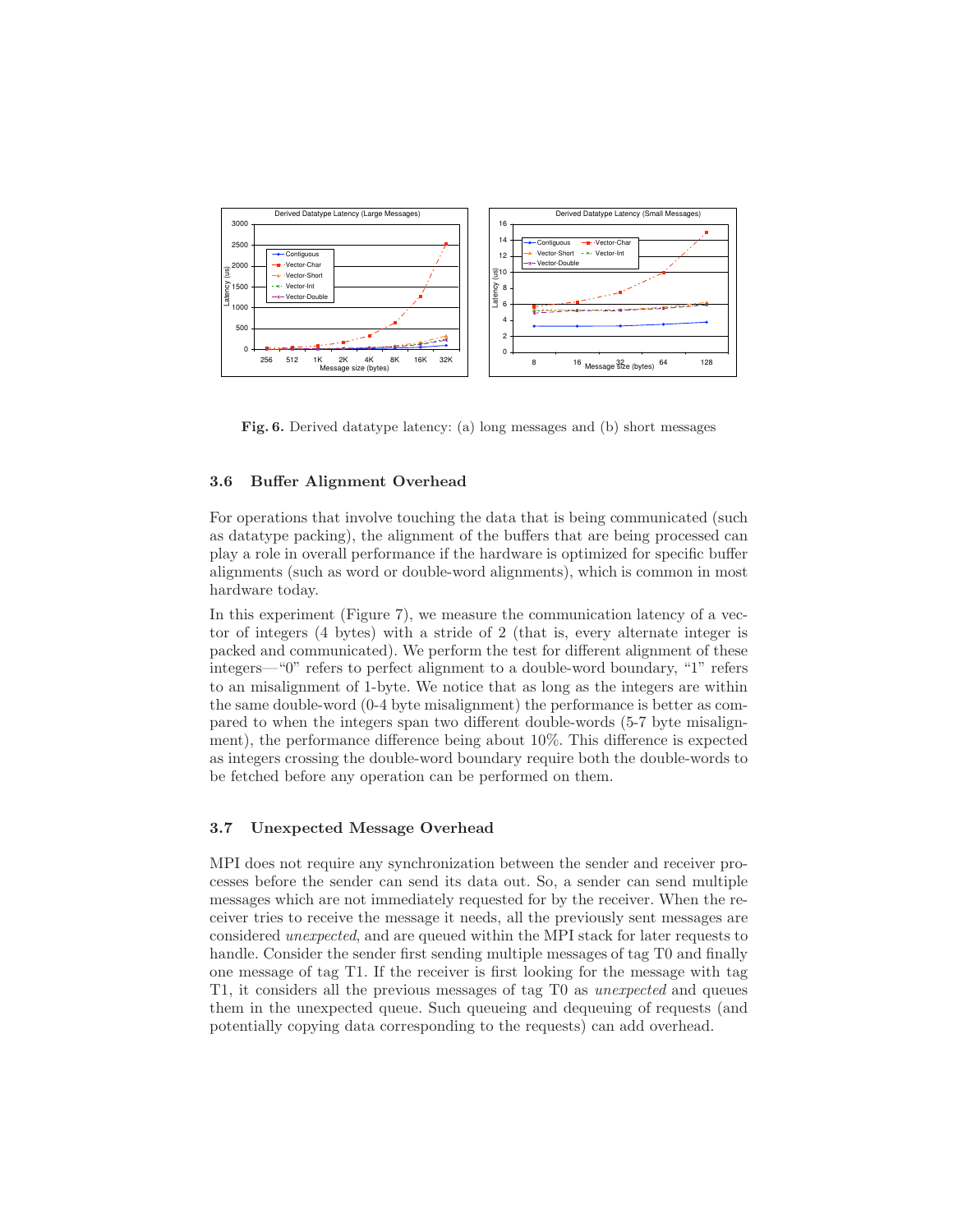**Fig. 6.** Derived datatype latency: (a) long messages and (b) short messages

### 3.6 Buffer Alignment Overhead

For operations that involve touching the data that is being communicated (such as datatype packing), the alignment of the buffers that are being processed can play a role in overall performance if the hardware is optimized for specific buffer alignments (such as word or double-word alignments), which is common in most hardware today.

In this experiment (Figure 7), we measure the communication latency of a vector of integers (4 bytes) with a stride of 2 (that is, every alternate integer is packed and communicated). We perform the test for different alignment of these integers—"0" refers to perfect alignment to a double-word boundary, "1" refers to an misalignment of 1-byte. We notice that as long as the integers are within the same double-word (0-4 byte misalignment) the performance is better as compared to when the integers span two different double-words (5-7 byte misalignment), the performance difference being about 10%. This difference is expected as integers crossing the double-word boundary require both the double-words to be fetched before any operation can be performed on them.

### 3.7 Unexpected Message Overhead

MPI does not require any synchronization between the sender and receiver processes before the sender can send its data out. So, a sender can send multiple messages which are not immediately requested for by the receiver. When the receiver tries to receive the message it needs, all the previously sent messages are considered *unexpected*, and are queued within the MPI stack for later requests to handle. Consider the sender first sending multiple messages of tag T0 and finally one message of tag T1. If the receiver is first looking for the message with tag T1, it considers all the previous messages of tag T0 as *unexpected* and queues them in the unexpected queue. Such queueing and dequeuing of requests (and potentially copying data corresponding to the requests) can add overhead.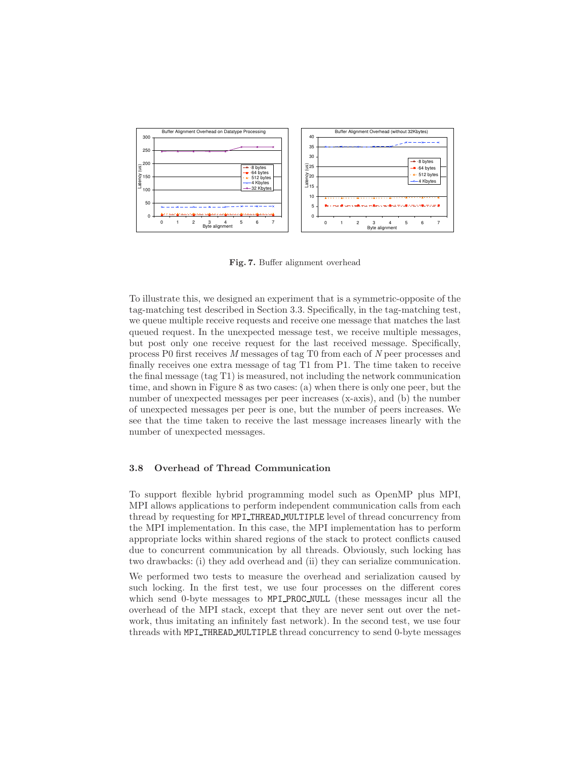**Fig. 7.** Buffer alignment overhead

To illustrate this, we designed an experiment that is a symmetric-opposite of the tag-matching test described in Section 3.3. Specifically, in the tag-matching test, we queue multiple receive requests and receive one message that matches the last queued request. In the unexpected message test, we receive multiple messages, but post only one receive request for the last received message. Specifically, process P0 first receives *M* messages of tag T0 from each of *N* peer processes and finally receives one extra message of tag T1 from P1. The time taken to receive the final message (tag T1) is measured, not including the network communication time, and shown in Figure 8 as two cases: (a) when there is only one peer, but the number of unexpected messages per peer increases (x-axis), and (b) the number of unexpected messages per peer is one, but the number of peers increases. We see that the time taken to receive the last message increases linearly with the number of unexpected messages.

### 3.8 Overhead of Thread Communication

To support flexible hybrid programming model such as OpenMP plus MPI, MPI allows applications to perform independent communication calls from each thread by requesting for `MPI_THREAD_MULTIPLE` level of thread concurrency from the MPI implementation. In this case, the MPI implementation has to perform appropriate locks within shared regions of the stack to protect conflicts caused due to concurrent communication by all threads. Obviously, such locking has two drawbacks: (i) they add overhead and (ii) they can serialize communication.

We performed two tests to measure the overhead and serialization caused by such locking. In the first test, we use four processes on the different cores which send 0-byte messages to `MPI_PROC_NULL` (these messages incur all the overhead of the MPI stack, except that they are never sent out over the network, thus imitating an infinitely fast network). In the second test, we use four threads with `MPI_THREAD_MULTIPLE` thread concurrency to send 0-byte messages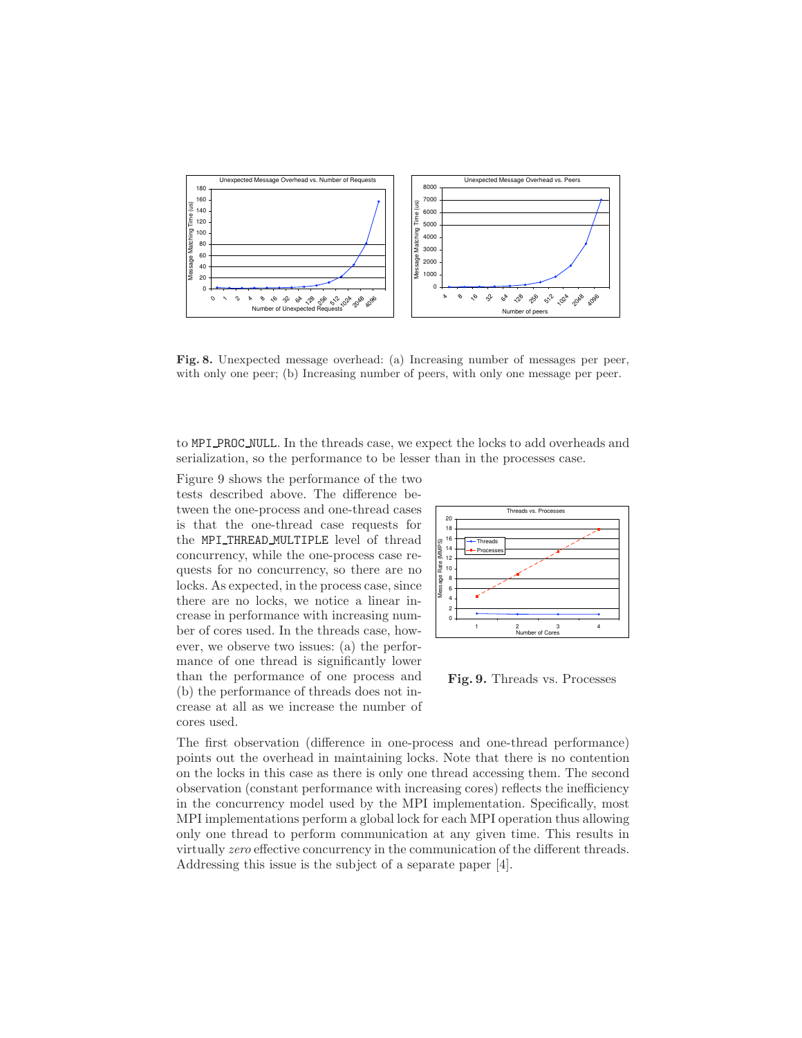**Fig. 8.** Unexpected message overhead: (a) Increasing number of messages per peer, with only one peer; (b) Increasing number of peers, with only one message per peer.

to MPI_PROC_NULL. In the threads case, we expect the locks to add overheads and serialization, so the performance to be lesser than in the processes case.

Figure 9 shows the performance of the two tests described above. The difference between the one-process and one-thread cases is that the one-thread case requests for the MPI_THREAD_MULTIPLE level of thread concurrency, while the one-process case requests for no concurrency, so there are no locks. As expected, in the process case, since there are no locks, we notice a linear increase in performance with increasing number of cores used. In the threads case, however, we observe two issues: (a) the performance of one thread is significantly lower than the performance of one process and (b) the performance of threads does not increase at all as we increase the number of cores used.

**Fig. 9.** Threads vs. Processes

The first observation (difference in one-process and one-thread performance) points out the overhead in maintaining locks. Note that there is no contention on the locks in this case as there is only one thread accessing them. The second observation (constant performance with increasing cores) reflects the inefficiency in the concurrency model used by the MPI implementation. Specifically, most MPI implementations perform a global lock for each MPI operation thus allowing only one thread to perform communication at any given time. This results in virtually *zero* effective concurrency in the communication of the different threads. Addressing this issue is the subject of a separate paper [4].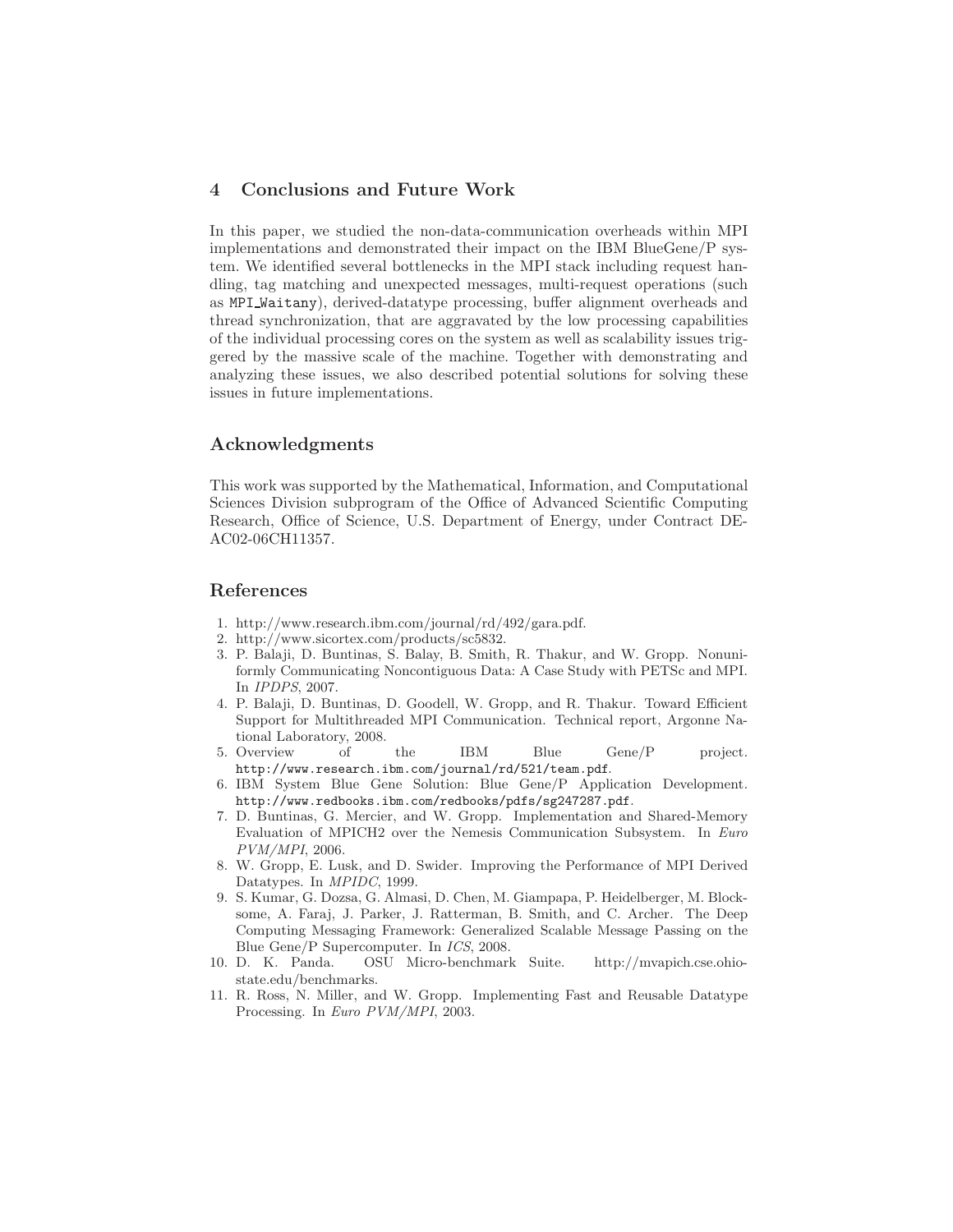## 4 Conclusions and Future Work

In this paper, we studied the non-data-communication overheads within MPI implementations and demonstrated their impact on the IBM BlueGene/P system. We identified several bottlenecks in the MPI stack including request handling, tag matching and unexpected messages, multi-request operations (such as `MPI_Waitany`), derived-datatype processing, buffer alignment overheads and thread synchronization, that are aggravated by the low processing capabilities of the individual processing cores on the system as well as scalability issues triggered by the massive scale of the machine. Together with demonstrating and analyzing these issues, we also described potential solutions for solving these issues in future implementations.

## Acknowledgments

This work was supported by the Mathematical, Information, and Computational Sciences Division subprogram of the Office of Advanced Scientific Computing Research, Office of Science, U.S. Department of Energy, under Contract DE-AC02-06CH11357.

## References

1. http://www.research.ibm.com/journal/rd/492/gara.pdf.
2. http://www.sicortex.com/products/sc5832.
3. P. Balaji, D. Buntinas, S. Balay, B. Smith, R. Thakur, and W. Gropp. Nonuniformly Communicating Noncontiguous Data: A Case Study with PETSc and MPI. In *IPDPS*, 2007.
4. P. Balaji, D. Buntinas, D. Goodell, W. Gropp, and R. Thakur. Toward Efficient Support for Multithreaded MPI Communication. Technical report, Argonne National Laboratory, 2008.
5. Overview of the IBM Blue Gene/P project. `http://www.research.ibm.com/journal/rd/521/team.pdf`.
6. IBM System Blue Gene Solution: Blue Gene/P Application Development. `http://www.redbooks.ibm.com/redbooks/pdfs/sg247287.pdf`.
7. D. Buntinas, G. Mercier, and W. Gropp. Implementation and Shared-Memory Evaluation of MPICH2 over the Nemesis Communication Subsystem. In *Euro PVM/MPI*, 2006.
8. W. Gropp, E. Lusk, and D. Swider. Improving the Performance of MPI Derived Datatypes. In *MPIDC*, 1999.
9. S. Kumar, G. Dozsa, G. Almasi, D. Chen, M. Giampapa, P. Heidelberger, M. Blocksome, A. Faraj, J. Parker, J. Ratterman, B. Smith, and C. Archer. The Deep Computing Messaging Framework: Generalized Scalable Message Passing on the Blue Gene/P Supercomputer. In *ICS*, 2008.
10. D. K. Panda. OSU Micro-benchmark Suite. http://mvapich.cse.ohio-state.edu/benchmarks.
11. R. Ross, N. Miller, and W. Gropp. Implementing Fast and Reusable Datatype Processing. In *Euro PVM/MPI*, 2003.